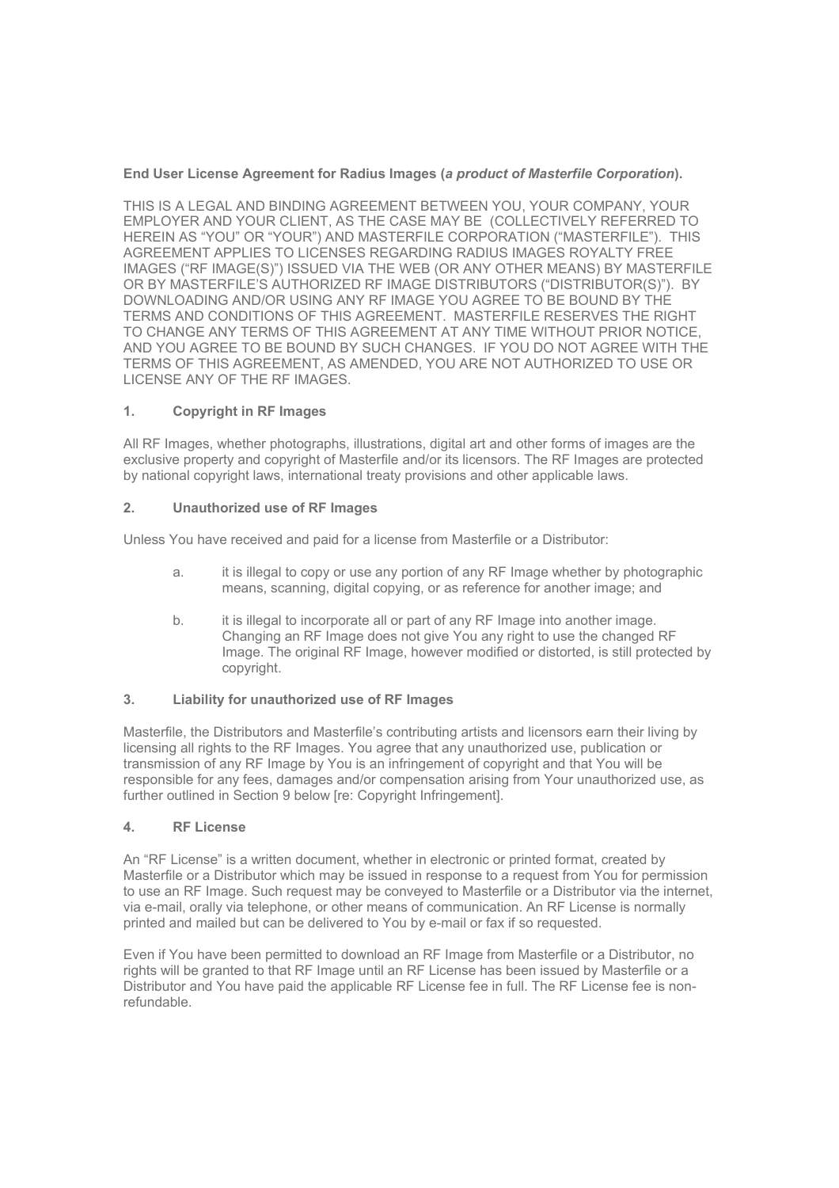**End User License Agreement for Radius Images (*a product of Masterfile Corporation*).**

THIS IS A LEGAL AND BINDING AGREEMENT BETWEEN YOU, YOUR COMPANY, YOUR EMPLOYER AND YOUR CLIENT, AS THE CASE MAY BE (COLLECTIVELY REFERRED TO HEREIN AS "YOU" OR "YOUR") AND MASTERFILE CORPORATION ("MASTERFILE"). THIS AGREEMENT APPLIES TO LICENSES REGARDING RADIUS IMAGES ROYALTY FREE IMAGES ("RF IMAGE(S)") ISSUED VIA THE WEB (OR ANY OTHER MEANS) BY MASTERFILE OR BY MASTERFILE'S AUTHORIZED RF IMAGE DISTRIBUTORS ("DISTRIBUTOR(S)"). BY DOWNLOADING AND/OR USING ANY RF IMAGE YOU AGREE TO BE BOUND BY THE TERMS AND CONDITIONS OF THIS AGREEMENT. MASTERFILE RESERVES THE RIGHT TO CHANGE ANY TERMS OF THIS AGREEMENT AT ANY TIME WITHOUT PRIOR NOTICE, AND YOU AGREE TO BE BOUND BY SUCH CHANGES. IF YOU DO NOT AGREE WITH THE TERMS OF THIS AGREEMENT, AS AMENDED, YOU ARE NOT AUTHORIZED TO USE OR LICENSE ANY OF THE RF IMAGES.

**1. Copyright in RF Images**

All RF Images, whether photographs, illustrations, digital art and other forms of images are the exclusive property and copyright of Masterfile and/or its licensors. The RF Images are protected by national copyright laws, international treaty provisions and other applicable laws.

**2. Unauthorized use of RF Images**

Unless You have received and paid for a license from Masterfile or a Distributor:

a. it is illegal to copy or use any portion of any RF Image whether by photographic means, scanning, digital copying, or as reference for another image; and

b. it is illegal to incorporate all or part of any RF Image into another image. Changing an RF Image does not give You any right to use the changed RF Image. The original RF Image, however modified or distorted, is still protected by copyright.

**3. Liability for unauthorized use of RF Images**

Masterfile, the Distributors and Masterfile's contributing artists and licensors earn their living by licensing all rights to the RF Images. You agree that any unauthorized use, publication or transmission of any RF Image by You is an infringement of copyright and that You will be responsible for any fees, damages and/or compensation arising from Your unauthorized use, as further outlined in Section 9 below [re: Copyright Infringement].

**4. RF License**

An "RF License" is a written document, whether in electronic or printed format, created by Masterfile or a Distributor which may be issued in response to a request from You for permission to use an RF Image. Such request may be conveyed to Masterfile or a Distributor via the internet, via e-mail, orally via telephone, or other means of communication. An RF License is normally printed and mailed but can be delivered to You by e-mail or fax if so requested.

Even if You have been permitted to download an RF Image from Masterfile or a Distributor, no rights will be granted to that RF Image until an RF License has been issued by Masterfile or a Distributor and You have paid the applicable RF License fee in full. The RF License fee is non-refundable.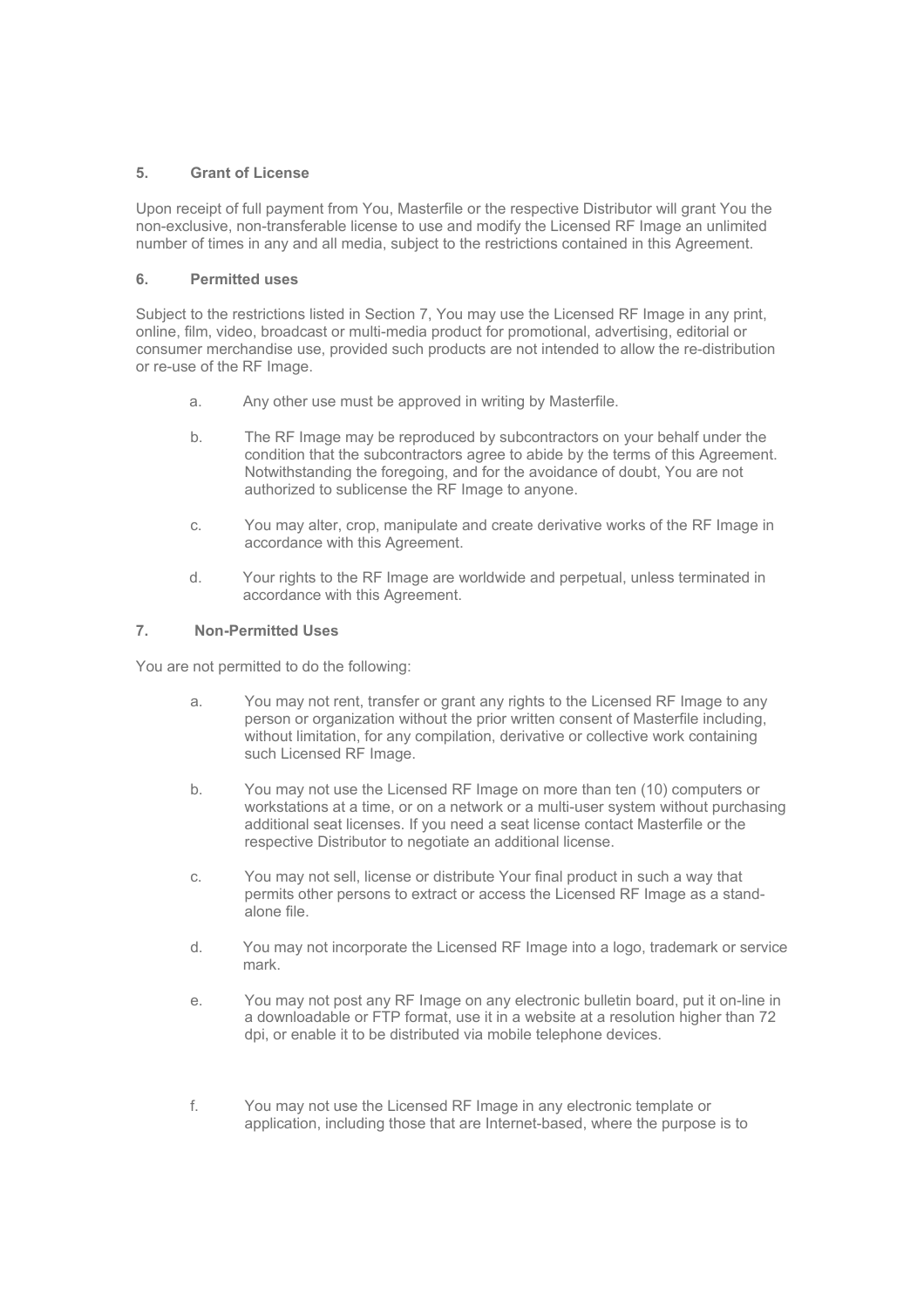## 5. Grant of License

Upon receipt of full payment from You, Masterfile or the respective Distributor will grant You the non-exclusive, non-transferable license to use and modify the Licensed RF Image an unlimited number of times in any and all media, subject to the restrictions contained in this Agreement.

## 6. Permitted uses

Subject to the restrictions listed in Section 7, You may use the Licensed RF Image in any print, online, film, video, broadcast or multi-media product for promotional, advertising, editorial or consumer merchandise use, provided such products are not intended to allow the re-distribution or re-use of the RF Image.

a. Any other use must be approved in writing by Masterfile.

b. The RF Image may be reproduced by subcontractors on your behalf under the condition that the subcontractors agree to abide by the terms of this Agreement. Notwithstanding the foregoing, and for the avoidance of doubt, You are not authorized to sublicense the RF Image to anyone.

c. You may alter, crop, manipulate and create derivative works of the RF Image in accordance with this Agreement.

d. Your rights to the RF Image are worldwide and perpetual, unless terminated in accordance with this Agreement.

## 7. Non-Permitted Uses

You are not permitted to do the following:

a. You may not rent, transfer or grant any rights to the Licensed RF Image to any person or organization without the prior written consent of Masterfile including, without limitation, for any compilation, derivative or collective work containing such Licensed RF Image.

b. You may not use the Licensed RF Image on more than ten (10) computers or workstations at a time, or on a network or a multi-user system without purchasing additional seat licenses. If you need a seat license contact Masterfile or the respective Distributor to negotiate an additional license.

c. You may not sell, license or distribute Your final product in such a way that permits other persons to extract or access the Licensed RF Image as a stand-alone file.

d. You may not incorporate the Licensed RF Image into a logo, trademark or service mark.

e. You may not post any RF Image on any electronic bulletin board, put it on-line in a downloadable or FTP format, use it in a website at a resolution higher than 72 dpi, or enable it to be distributed via mobile telephone devices.

f. You may not use the Licensed RF Image in any electronic template or application, including those that are Internet-based, where the purpose is to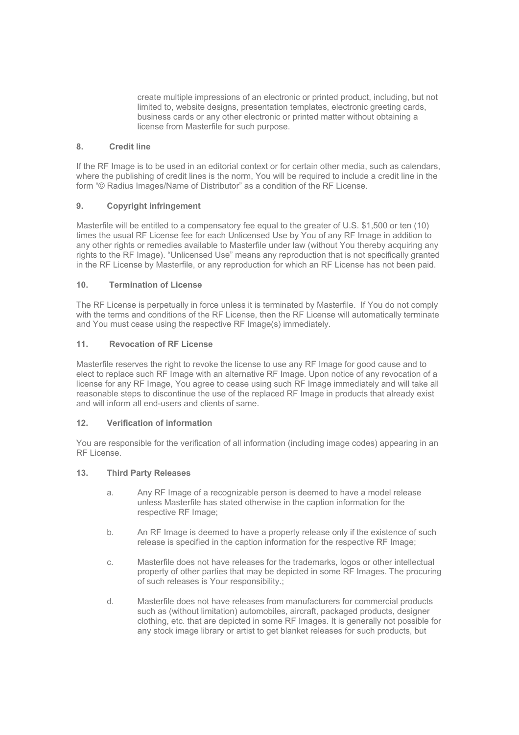create multiple impressions of an electronic or printed product, including, but not limited to, website designs, presentation templates, electronic greeting cards, business cards or any other electronic or printed matter without obtaining a license from Masterfile for such purpose.

**8. Credit line**

If the RF Image is to be used in an editorial context or for certain other media, such as calendars, where the publishing of credit lines is the norm, You will be required to include a credit line in the form "© Radius Images/Name of Distributor" as a condition of the RF License.

**9. Copyright infringement**

Masterfile will be entitled to a compensatory fee equal to the greater of U.S. $1,500 or ten (10) times the usual RF License fee for each Unlicensed Use by You of any RF Image in addition to any other rights or remedies available to Masterfile under law (without You thereby acquiring any rights to the RF Image). "Unlicensed Use" means any reproduction that is not specifically granted in the RF License by Masterfile, or any reproduction for which an RF License has not been paid.

**10. Termination of License**

The RF License is perpetually in force unless it is terminated by Masterfile. If You do not comply with the terms and conditions of the RF License, then the RF License will automatically terminate and You must cease using the respective RF Image(s) immediately.

**11. Revocation of RF License**

Masterfile reserves the right to revoke the license to use any RF Image for good cause and to elect to replace such RF Image with an alternative RF Image. Upon notice of any revocation of a license for any RF Image, You agree to cease using such RF Image immediately and will take all reasonable steps to discontinue the use of the replaced RF Image in products that already exist and will inform all end-users and clients of same.

**12. Verification of information**

You are responsible for the verification of all information (including image codes) appearing in an RF License.

**13. Third Party Releases**

a. Any RF Image of a recognizable person is deemed to have a model release unless Masterfile has stated otherwise in the caption information for the respective RF Image;

b. An RF Image is deemed to have a property release only if the existence of such release is specified in the caption information for the respective RF Image;

c. Masterfile does not have releases for the trademarks, logos or other intellectual property of other parties that may be depicted in some RF Images. The procuring of such releases is Your responsibility.;

d. Masterfile does not have releases from manufacturers for commercial products such as (without limitation) automobiles, aircraft, packaged products, designer clothing, etc. that are depicted in some RF Images. It is generally not possible for any stock image library or artist to get blanket releases for such products, but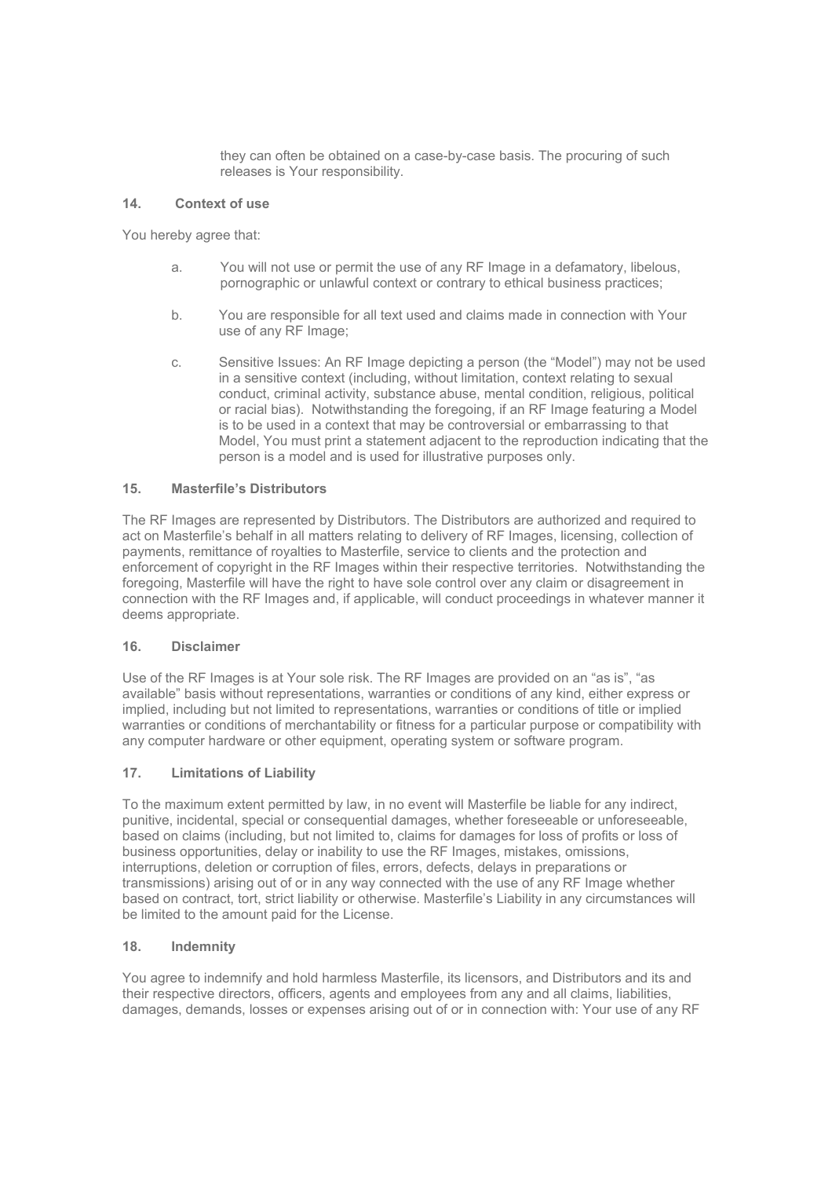they can often be obtained on a case-by-case basis. The procuring of such releases is Your responsibility.

### 14. Context of use

You hereby agree that:

a. You will not use or permit the use of any RF Image in a defamatory, libelous, pornographic or unlawful context or contrary to ethical business practices;

b. You are responsible for all text used and claims made in connection with Your use of any RF Image;

c. Sensitive Issues: An RF Image depicting a person (the "Model") may not be used in a sensitive context (including, without limitation, context relating to sexual conduct, criminal activity, substance abuse, mental condition, religious, political or racial bias). Notwithstanding the foregoing, if an RF Image featuring a Model is to be used in a context that may be controversial or embarrassing to that Model, You must print a statement adjacent to the reproduction indicating that the person is a model and is used for illustrative purposes only.

### 15. Masterfile's Distributors

The RF Images are represented by Distributors. The Distributors are authorized and required to act on Masterfile's behalf in all matters relating to delivery of RF Images, licensing, collection of payments, remittance of royalties to Masterfile, service to clients and the protection and enforcement of copyright in the RF Images within their respective territories. Notwithstanding the foregoing, Masterfile will have the right to have sole control over any claim or disagreement in connection with the RF Images and, if applicable, will conduct proceedings in whatever manner it deems appropriate.

### 16. Disclaimer

Use of the RF Images is at Your sole risk. The RF Images are provided on an "as is", "as available" basis without representations, warranties or conditions of any kind, either express or implied, including but not limited to representations, warranties or conditions of title or implied warranties or conditions of merchantability or fitness for a particular purpose or compatibility with any computer hardware or other equipment, operating system or software program.

### 17. Limitations of Liability

To the maximum extent permitted by law, in no event will Masterfile be liable for any indirect, punitive, incidental, special or consequential damages, whether foreseeable or unforeseeable, based on claims (including, but not limited to, claims for damages for loss of profits or loss of business opportunities, delay or inability to use the RF Images, mistakes, omissions, interruptions, deletion or corruption of files, errors, defects, delays in preparations or transmissions) arising out of or in any way connected with the use of any RF Image whether based on contract, tort, strict liability or otherwise. Masterfile's Liability in any circumstances will be limited to the amount paid for the License.

### 18. Indemnity

You agree to indemnify and hold harmless Masterfile, its licensors, and Distributors and its and their respective directors, officers, agents and employees from any and all claims, liabilities, damages, demands, losses or expenses arising out of or in connection with: Your use of any RF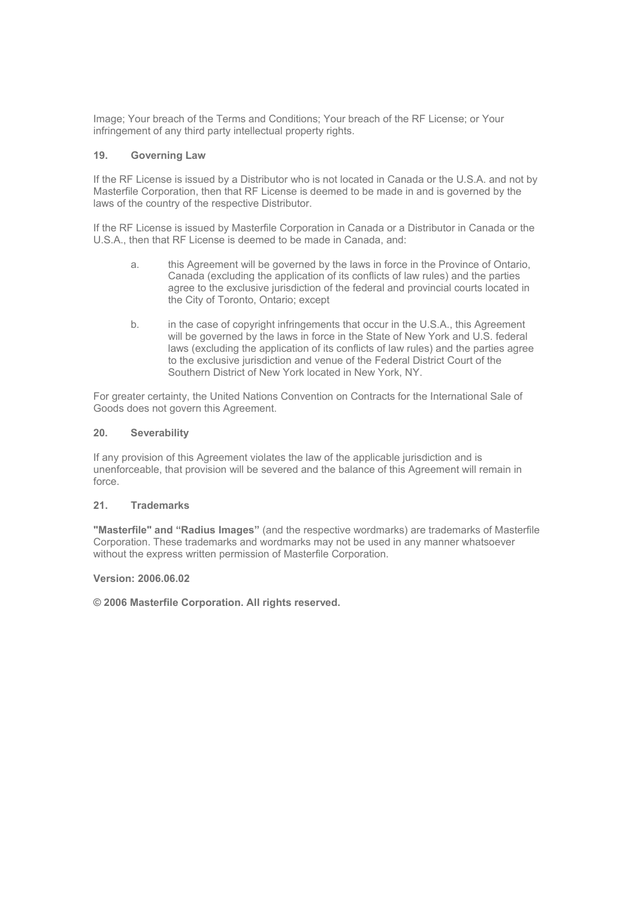Image; Your breach of the Terms and Conditions; Your breach of the RF License; or Your infringement of any third party intellectual property rights.

### 19. Governing Law

If the RF License is issued by a Distributor who is not located in Canada or the U.S.A. and not by Masterfile Corporation, then that RF License is deemed to be made in and is governed by the laws of the country of the respective Distributor.

If the RF License is issued by Masterfile Corporation in Canada or a Distributor in Canada or the U.S.A., then that RF License is deemed to be made in Canada, and:

a. this Agreement will be governed by the laws in force in the Province of Ontario, Canada (excluding the application of its conflicts of law rules) and the parties agree to the exclusive jurisdiction of the federal and provincial courts located in the City of Toronto, Ontario; except

b. in the case of copyright infringements that occur in the U.S.A., this Agreement will be governed by the laws in force in the State of New York and U.S. federal laws (excluding the application of its conflicts of law rules) and the parties agree to the exclusive jurisdiction and venue of the Federal District Court of the Southern District of New York located in New York, NY.

For greater certainty, the United Nations Convention on Contracts for the International Sale of Goods does not govern this Agreement.

### 20. Severability

If any provision of this Agreement violates the law of the applicable jurisdiction and is unenforceable, that provision will be severed and the balance of this Agreement will remain in force.

### 21. Trademarks

**"Masterfile" and "Radius Images"** (and the respective wordmarks) are trademarks of Masterfile Corporation. These trademarks and wordmarks may not be used in any manner whatsoever without the express written permission of Masterfile Corporation.

**Version: 2006.06.02**

**© 2006 Masterfile Corporation. All rights reserved.**